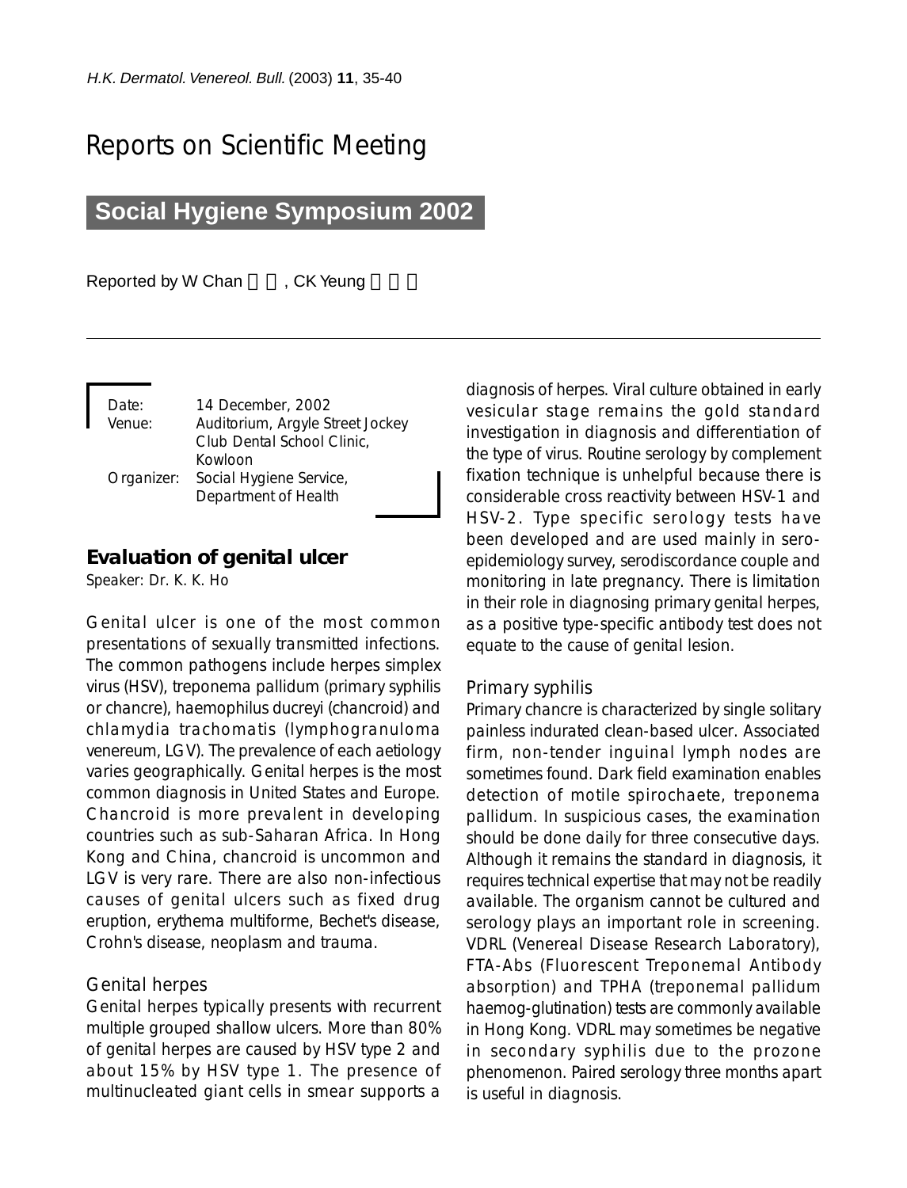# Reports on Scientific Meeting

## Social Hygiene Symposium 2002

Reported by W Chan, CK Yeung

Date: 14 December, 2002
Venue: Auditorium, Argyle Street Jockey Club Dental School Clinic, Kowloon
Organizer: Social Hygiene Service, Department of Health

### Evaluation of genital ulcer

Speaker: Dr. K. K. Ho

Genital ulcer is one of the most common presentations of sexually transmitted infections. The common pathogens include herpes simplex virus (HSV), treponema pallidum (primary syphilis or chancre), haemophilus ducreyi (chancroid) and chlamydia trachomatis (lymphogranuloma venereum, LGV). The prevalence of each aetiology varies geographically. Genital herpes is the most common diagnosis in United States and Europe. Chancroid is more prevalent in developing countries such as sub-Saharan Africa. In Hong Kong and China, chancroid is uncommon and LGV is very rare. There are also non-infectious causes of genital ulcers such as fixed drug eruption, erythema multiforme, Bechet's disease, Crohn's disease, neoplasm and trauma.

#### Genital herpes

Genital herpes typically presents with recurrent multiple grouped shallow ulcers. More than 80% of genital herpes are caused by HSV type 2 and about 15% by HSV type 1. The presence of multinucleated giant cells in smear supports a diagnosis of herpes. Viral culture obtained in early vesicular stage remains the gold standard investigation in diagnosis and differentiation of the type of virus. Routine serology by complement fixation technique is unhelpful because there is considerable cross reactivity between HSV-1 and HSV-2. Type specific serology tests have been developed and are used mainly in sero-epidemiology survey, serodiscordance couple and monitoring in late pregnancy. There is limitation in their role in diagnosing primary genital herpes, as a positive type-specific antibody test does not equate to the cause of genital lesion.

#### Primary syphilis

Primary chancre is characterized by single solitary painless indurated clean-based ulcer. Associated firm, non-tender inguinal lymph nodes are sometimes found. Dark field examination enables detection of motile spirochaete, treponema pallidum. In suspicious cases, the examination should be done daily for three consecutive days. Although it remains the standard in diagnosis, it requires technical expertise that may not be readily available. The organism cannot be cultured and serology plays an important role in screening. VDRL (Venereal Disease Research Laboratory), FTA-Abs (Fluorescent Treponemal Antibody absorption) and TPHA (treponemal pallidum haemog-glutination) tests are commonly available in Hong Kong. VDRL may sometimes be negative in secondary syphilis due to the prozone phenomenon. Paired serology three months apart is useful in diagnosis.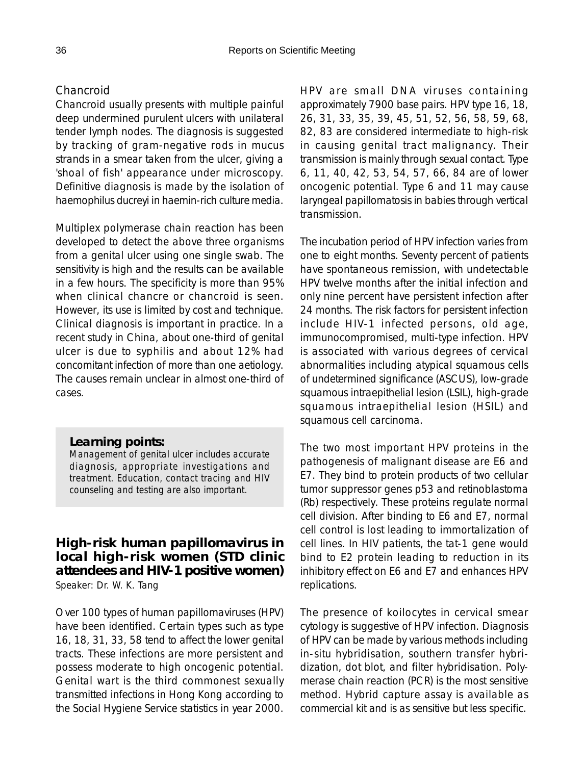### Chancroid

Chancroid usually presents with multiple painful deep undermined purulent ulcers with unilateral tender lymph nodes. The diagnosis is suggested by tracking of gram-negative rods in mucus strands in a smear taken from the ulcer, giving a 'shoal of fish' appearance under microscopy. Definitive diagnosis is made by the isolation of haemophilus ducreyi in haemin-rich culture media.

Multiplex polymerase chain reaction has been developed to detect the above three organisms from a genital ulcer using one single swab. The sensitivity is high and the results can be available in a few hours. The specificity is more than 95% when clinical chancre or chancroid is seen. However, its use is limited by cost and technique. Clinical diagnosis is important in practice. In a recent study in China, about one-third of genital ulcer is due to syphilis and about 12% had concomitant infection of more than one aetiology. The causes remain unclear in almost one-third of cases.

> **Learning points:**
> Management of genital ulcer includes accurate diagnosis, appropriate investigations and treatment. Education, contact tracing and HIV counseling and testing are also important.

## High-risk human papillomavirus in local high-risk women (STD clinic attendees and HIV-1 positive women)

Speaker: Dr. W. K. Tang

Over 100 types of human papillomaviruses (HPV) have been identified. Certain types such as type 16, 18, 31, 33, 58 tend to affect the lower genital tracts. These infections are more persistent and possess moderate to high oncogenic potential. Genital wart is the third commonest sexually transmitted infections in Hong Kong according to the Social Hygiene Service statistics in year 2000.

HPV are small DNA viruses containing approximately 7900 base pairs. HPV type 16, 18, 26, 31, 33, 35, 39, 45, 51, 52, 56, 58, 59, 68, 82, 83 are considered intermediate to high-risk in causing genital tract malignancy. Their transmission is mainly through sexual contact. Type 6, 11, 40, 42, 53, 54, 57, 66, 84 are of lower oncogenic potential. Type 6 and 11 may cause laryngeal papillomatosis in babies through vertical transmission.

The incubation period of HPV infection varies from one to eight months. Seventy percent of patients have spontaneous remission, with undetectable HPV twelve months after the initial infection and only nine percent have persistent infection after 24 months. The risk factors for persistent infection include HIV-1 infected persons, old age, immunocompromised, multi-type infection. HPV is associated with various degrees of cervical abnormalities including atypical squamous cells of undetermined significance (ASCUS), low-grade squamous intraepithelial lesion (LSIL), high-grade squamous intraepithelial lesion (HSIL) and squamous cell carcinoma.

The two most important HPV proteins in the pathogenesis of malignant disease are E6 and E7. They bind to protein products of two cellular tumor suppressor genes p53 and retinoblastoma (Rb) respectively. These proteins regulate normal cell division. After binding to E6 and E7, normal cell control is lost leading to immortalization of cell lines. In HIV patients, the tat-1 gene would bind to E2 protein leading to reduction in its inhibitory effect on E6 and E7 and enhances HPV replications.

The presence of koilocytes in cervical smear cytology is suggestive of HPV infection. Diagnosis of HPV can be made by various methods including in-situ hybridisation, southern transfer hybridization, dot blot, and filter hybridisation. Polymerase chain reaction (PCR) is the most sensitive method. Hybrid capture assay is available as commercial kit and is as sensitive but less specific.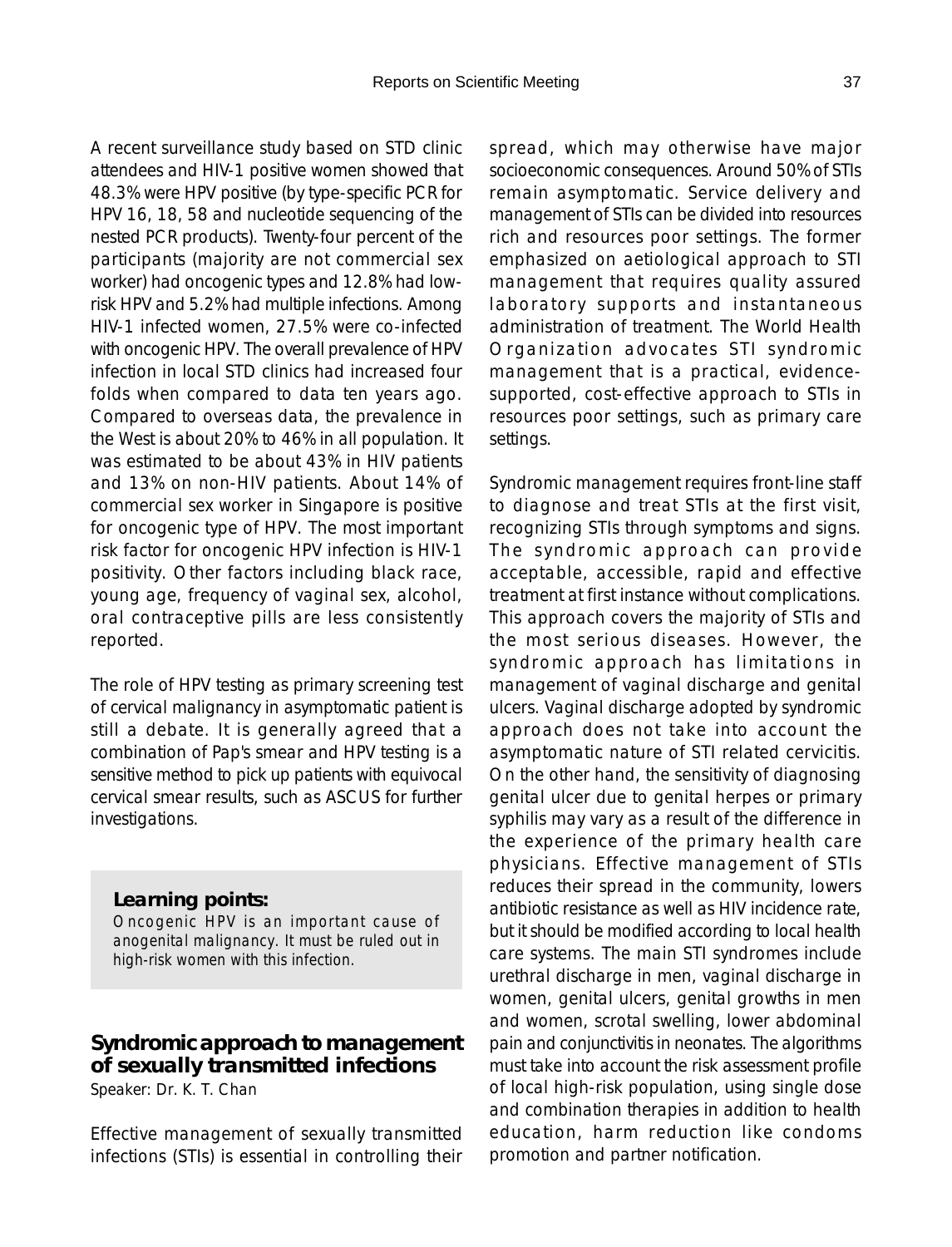A recent surveillance study based on STD clinic attendees and HIV-1 positive women showed that 48.3% were HPV positive (by type-specific PCR for HPV 16, 18, 58 and nucleotide sequencing of the nested PCR products). Twenty-four percent of the participants (majority are not commercial sex worker) had oncogenic types and 12.8% had low-risk HPV and 5.2% had multiple infections. Among HIV-1 infected women, 27.5% were co-infected with oncogenic HPV. The overall prevalence of HPV infection in local STD clinics had increased four folds when compared to data ten years ago. Compared to overseas data, the prevalence in the West is about 20% to 46% in all population. It was estimated to be about 43% in HIV patients and 13% on non-HIV patients. About 14% of commercial sex worker in Singapore is positive for oncogenic type of HPV. The most important risk factor for oncogenic HPV infection is HIV-1 positivity. Other factors including black race, young age, frequency of vaginal sex, alcohol, oral contraceptive pills are less consistently reported.

The role of HPV testing as primary screening test of cervical malignancy in asymptomatic patient is still a debate. It is generally agreed that a combination of Pap's smear and HPV testing is a sensitive method to pick up patients with equivocal cervical smear results, such as ASCUS for further investigations.

**Learning points:**

Oncogenic HPV is an important cause of anogenital malignancy. It must be ruled out in high-risk women with this infection.

## Syndromic approach to management of sexually transmitted infections

Speaker: Dr. K. T. Chan

Effective management of sexually transmitted infections (STIs) is essential in controlling their spread, which may otherwise have major socioeconomic consequences. Around 50% of STIs remain asymptomatic. Service delivery and management of STIs can be divided into resources rich and resources poor settings. The former emphasized on aetiological approach to STI management that requires quality assured laboratory supports and instantaneous administration of treatment. The World Health Organization advocates STI syndromic management that is a practical, evidence-supported, cost-effective approach to STIs in resources poor settings, such as primary care settings.

Syndromic management requires front-line staff to diagnose and treat STIs at the first visit, recognizing STIs through symptoms and signs. The syndromic approach can provide acceptable, accessible, rapid and effective treatment at first instance without complications. This approach covers the majority of STIs and the most serious diseases. However, the syndromic approach has limitations in management of vaginal discharge and genital ulcers. Vaginal discharge adopted by syndromic approach does not take into account the asymptomatic nature of STI related cervicitis. On the other hand, the sensitivity of diagnosing genital ulcer due to genital herpes or primary syphilis may vary as a result of the difference in the experience of the primary health care physicians. Effective management of STIs reduces their spread in the community, lowers antibiotic resistance as well as HIV incidence rate, but it should be modified according to local health care systems. The main STI syndromes include urethral discharge in men, vaginal discharge in women, genital ulcers, genital growths in men and women, scrotal swelling, lower abdominal pain and conjunctivitis in neonates. The algorithms must take into account the risk assessment profile of local high-risk population, using single dose and combination therapies in addition to health education, harm reduction like condoms promotion and partner notification.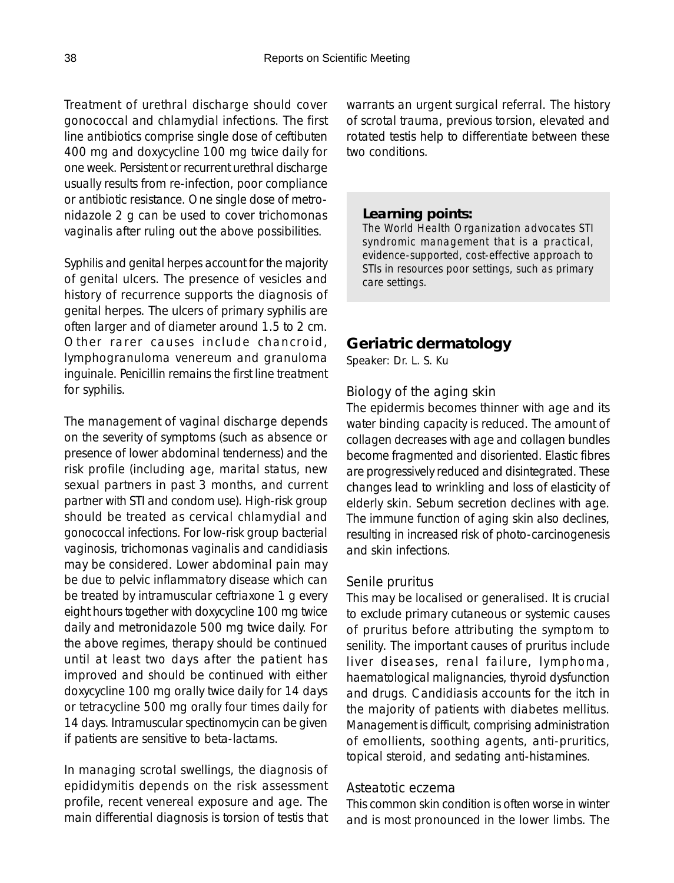Treatment of urethral discharge should cover gonococcal and chlamydial infections. The first line antibiotics comprise single dose of ceftibuten 400 mg and doxycycline 100 mg twice daily for one week. Persistent or recurrent urethral discharge usually results from re-infection, poor compliance or antibiotic resistance. One single dose of metronidazole 2 g can be used to cover trichomonas vaginalis after ruling out the above possibilities.

Syphilis and genital herpes account for the majority of genital ulcers. The presence of vesicles and history of recurrence supports the diagnosis of genital herpes. The ulcers of primary syphilis are often larger and of diameter around 1.5 to 2 cm. Other rarer causes include chancroid, lymphogranuloma venereum and granuloma inguinale. Penicillin remains the first line treatment for syphilis.

The management of vaginal discharge depends on the severity of symptoms (such as absence or presence of lower abdominal tenderness) and the risk profile (including age, marital status, new sexual partners in past 3 months, and current partner with STI and condom use). High-risk group should be treated as cervical chlamydial and gonococcal infections. For low-risk group bacterial vaginosis, trichomonas vaginalis and candidiasis may be considered. Lower abdominal pain may be due to pelvic inflammatory disease which can be treated by intramuscular ceftriaxone 1 g every eight hours together with doxycycline 100 mg twice daily and metronidazole 500 mg twice daily. For the above regimes, therapy should be continued until at least two days after the patient has improved and should be continued with either doxycycline 100 mg orally twice daily for 14 days or tetracycline 500 mg orally four times daily for 14 days. Intramuscular spectinomycin can be given if patients are sensitive to beta-lactams.

In managing scrotal swellings, the diagnosis of epididymitis depends on the risk assessment profile, recent venereal exposure and age. The main differential diagnosis is torsion of testis that warrants an urgent surgical referral. The history of scrotal trauma, previous torsion, elevated and rotated testis help to differentiate between these two conditions.

> **Learning points:**
> The World Health Organization advocates STI syndromic management that is a practical, evidence-supported, cost-effective approach to STIs in resources poor settings, such as primary care settings.

## Geriatric dermatology

Speaker: Dr. L. S. Ku

### Biology of the aging skin

The epidermis becomes thinner with age and its water binding capacity is reduced. The amount of collagen decreases with age and collagen bundles become fragmented and disoriented. Elastic fibres are progressively reduced and disintegrated. These changes lead to wrinkling and loss of elasticity of elderly skin. Sebum secretion declines with age. The immune function of aging skin also declines, resulting in increased risk of photo-carcinogenesis and skin infections.

### Senile pruritus

This may be localised or generalised. It is crucial to exclude primary cutaneous or systemic causes of pruritus before attributing the symptom to senility. The important causes of pruritus include liver diseases, renal failure, lymphoma, haematological malignancies, thyroid dysfunction and drugs. Candidiasis accounts for the itch in the majority of patients with diabetes mellitus. Management is difficult, comprising administration of emollients, soothing agents, anti-pruritics, topical steroid, and sedating anti-histamines.

### Asteatotic eczema

This common skin condition is often worse in winter and is most pronounced in the lower limbs. The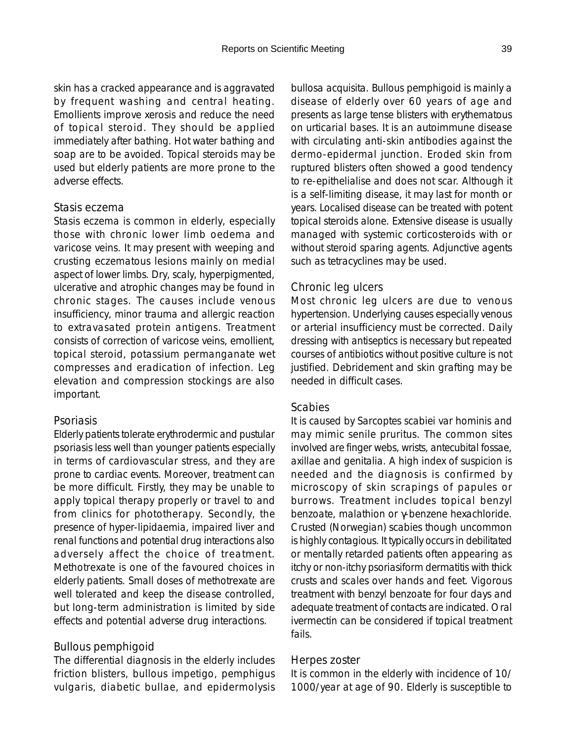skin has a cracked appearance and is aggravated by frequent washing and central heating. Emollients improve xerosis and reduce the need of topical steroid. They should be applied immediately after bathing. Hot water bathing and soap are to be avoided. Topical steroids may be used but elderly patients are more prone to the adverse effects.

### Stasis eczema

Stasis eczema is common in elderly, especially those with chronic lower limb oedema and varicose veins. It may present with weeping and crusting eczematous lesions mainly on medial aspect of lower limbs. Dry, scaly, hyperpigmented, ulcerative and atrophic changes may be found in chronic stages. The causes include venous insufficiency, minor trauma and allergic reaction to extravasated protein antigens. Treatment consists of correction of varicose veins, emollient, topical steroid, potassium permanganate wet compresses and eradication of infection. Leg elevation and compression stockings are also important.

### Psoriasis

Elderly patients tolerate erythrodermic and pustular psoriasis less well than younger patients especially in terms of cardiovascular stress, and they are prone to cardiac events. Moreover, treatment can be more difficult. Firstly, they may be unable to apply topical therapy properly or travel to and from clinics for phototherapy. Secondly, the presence of hyper-lipidaemia, impaired liver and renal functions and potential drug interactions also adversely affect the choice of treatment. Methotrexate is one of the favoured choices in elderly patients. Small doses of methotrexate are well tolerated and keep the disease controlled, but long-term administration is limited by side effects and potential adverse drug interactions.

### Bullous pemphigoid

The differential diagnosis in the elderly includes friction blisters, bullous impetigo, pemphigus vulgaris, diabetic bullae, and epidermolysis bullosa acquisita. Bullous pemphigoid is mainly a disease of elderly over 60 years of age and presents as large tense blisters with erythematous on urticarial bases. It is an autoimmune disease with circulating anti-skin antibodies against the dermo-epidermal junction. Eroded skin from ruptured blisters often showed a good tendency to re-epithelialise and does not scar. Although it is a self-limiting disease, it may last for month or years. Localised disease can be treated with potent topical steroids alone. Extensive disease is usually managed with systemic corticosteroids with or without steroid sparing agents. Adjunctive agents such as tetracyclines may be used.

### Chronic leg ulcers

Most chronic leg ulcers are due to venous hypertension. Underlying causes especially venous or arterial insufficiency must be corrected. Daily dressing with antiseptics is necessary but repeated courses of antibiotics without positive culture is not justified. Debridement and skin grafting may be needed in difficult cases.

### Scabies

It is caused by Sarcoptes scabiei var hominis and may mimic senile pruritus. The common sites involved are finger webs, wrists, antecubital fossae, axillae and genitalia. A high index of suspicion is needed and the diagnosis is confirmed by microscopy of skin scrapings of papules or burrows. Treatment includes topical benzyl benzoate, malathion or γ-benzene hexachloride. Crusted (Norwegian) scabies though uncommon is highly contagious. It typically occurs in debilitated or mentally retarded patients often appearing as itchy or non-itchy psoriasiform dermatitis with thick crusts and scales over hands and feet. Vigorous treatment with benzyl benzoate for four days and adequate treatment of contacts are indicated. Oral ivermectin can be considered if topical treatment fails.

### Herpes zoster

It is common in the elderly with incidence of 10/1000/year at age of 90. Elderly is susceptible to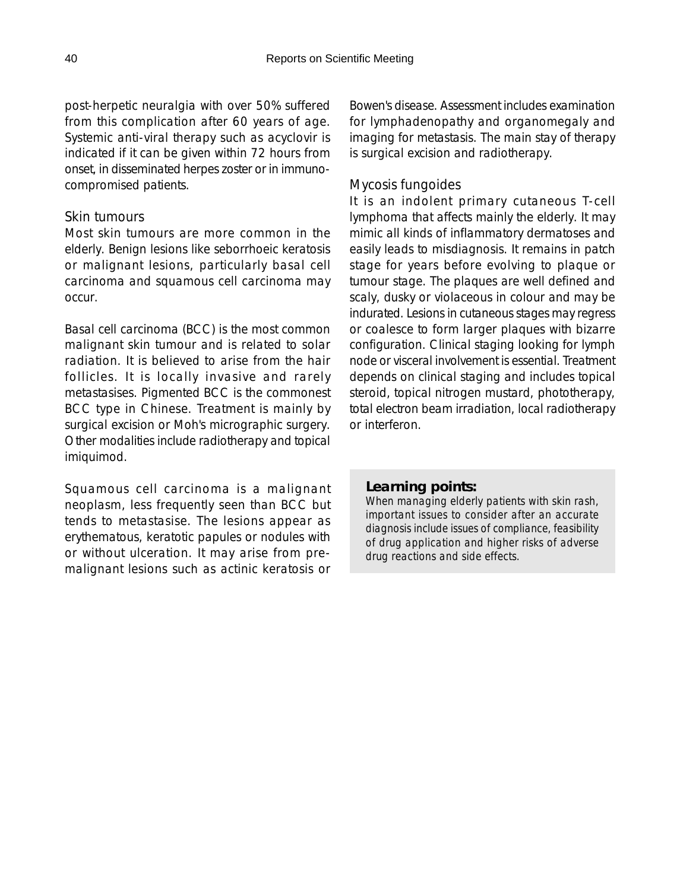post-herpetic neuralgia with over 50% suffered from this complication after 60 years of age. Systemic anti-viral therapy such as acyclovir is indicated if it can be given within 72 hours from onset, in disseminated herpes zoster or in immuno-compromised patients.

### Skin tumours

Most skin tumours are more common in the elderly. Benign lesions like seborrhoeic keratosis or malignant lesions, particularly basal cell carcinoma and squamous cell carcinoma may occur.

Basal cell carcinoma (BCC) is the most common malignant skin tumour and is related to solar radiation. It is believed to arise from the hair follicles. It is locally invasive and rarely metastasises. Pigmented BCC is the commonest BCC type in Chinese. Treatment is mainly by surgical excision or Moh's micrographic surgery. Other modalities include radiotherapy and topical imiquimod.

Squamous cell carcinoma is a malignant neoplasm, less frequently seen than BCC but tends to metastasise. The lesions appear as erythematous, keratotic papules or nodules with or without ulceration. It may arise from pre-malignant lesions such as actinic keratosis or Bowen's disease. Assessment includes examination for lymphadenopathy and organomegaly and imaging for metastasis. The main stay of therapy is surgical excision and radiotherapy.

### Mycosis fungoides

It is an indolent primary cutaneous T-cell lymphoma that affects mainly the elderly. It may mimic all kinds of inflammatory dermatoses and easily leads to misdiagnosis. It remains in patch stage for years before evolving to plaque or tumour stage. The plaques are well defined and scaly, dusky or violaceous in colour and may be indurated. Lesions in cutaneous stages may regress or coalesce to form larger plaques with bizarre configuration. Clinical staging looking for lymph node or visceral involvement is essential. Treatment depends on clinical staging and includes topical steroid, topical nitrogen mustard, phototherapy, total electron beam irradiation, local radiotherapy or interferon.

**Learning points:**

When managing elderly patients with skin rash, important issues to consider after an accurate diagnosis include issues of compliance, feasibility of drug application and higher risks of adverse drug reactions and side effects.